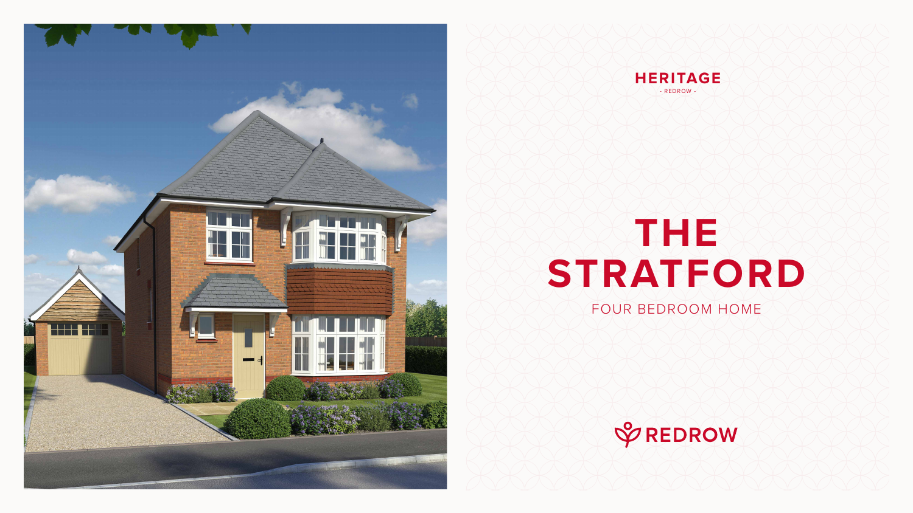HERITAGE

- REDROW -

# THE STRATFORD

FOUR BEDROOM HOME

REDROW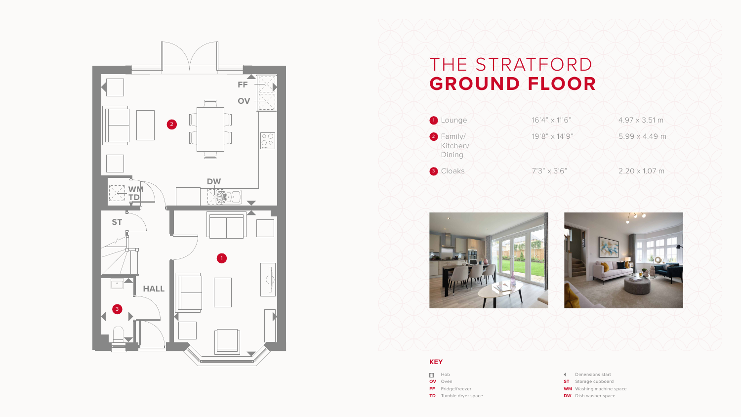# THE STRATFORD
## GROUND FLOOR

| | | |
|---|---|---|
| 1 Lounge | 16'4" x 11'6" | 4.97 x 3.51 m |
| 2 Family/ Kitchen/ Dining | 19'8" x 14'9" | 5.99 x 4.49 m |
| 3 Cloaks | 7'3" x 3'6" | 2.20 x 1.07 m |

### KEY

- Hob
- **OV** Oven
- **FF** Fridge/freezer
- **TD** Tumble dryer space
- Dimensions start
- **ST** Storage cupboard
- **WM** Washing machine space
- **DW** Dish washer space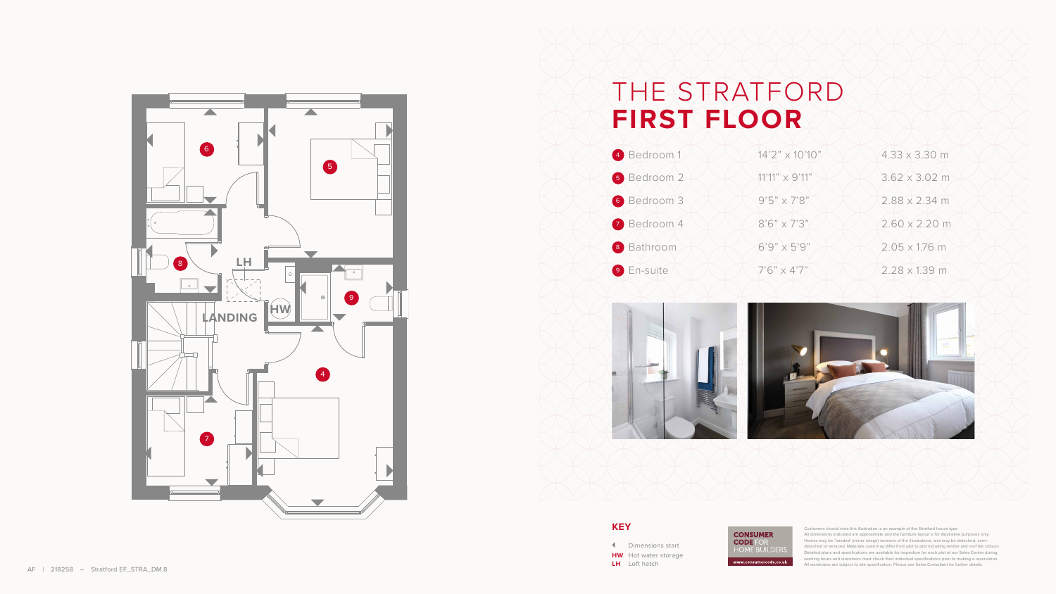# THE STRATFORD
## FIRST FLOOR

| | | |
|---|---|---|
| 4 Bedroom 1 | 14'2" x 10'10" | 4.33 x 3.30 m |
| 5 Bedroom 2 | 11'11" x 9'11" | 3.62 x 3.02 m |
| 6 Bedroom 3 | 9'5" x 7'8" | 2.88 x 2.34 m |
| 7 Bedroom 4 | 8'6" x 7'3" | 2.60 x 2.20 m |
| 8 Bathroom | 6'9" x 5'9" | 2.05 x 1.76 m |
| 9 En-suite | 7'6" x 4'7" | 2.28 x 1.39 m |

6
5
8
LH
9
HW
LANDING
4
7

**KEY**

◄ Dimensions start
**HW** Hot water storage
**LH** Loft hatch

CONSUMER CODE FOR HOME BUILDERS
www.consumercode.co.uk

Customers should note this illustration is an example of the Stratford house type. All dimensions indicated are approximate and the furniture layout is for illustrative purposes only. Homes may be 'handed' (mirror image) versions of the illustrations, and may be detached, semi-detached or terraced. Materials used may differ from plot to plot including render and roof tile colours. Detailed plans and specifications are available for inspection for each plot at our Sales Centre during working hours and customers must check their individual specifications prior to making a reservation. All wardrobes are subject to site specification. Please see Sales Consultant for further details.

AF | 218258 – Stratford EF_STRA_DM.8